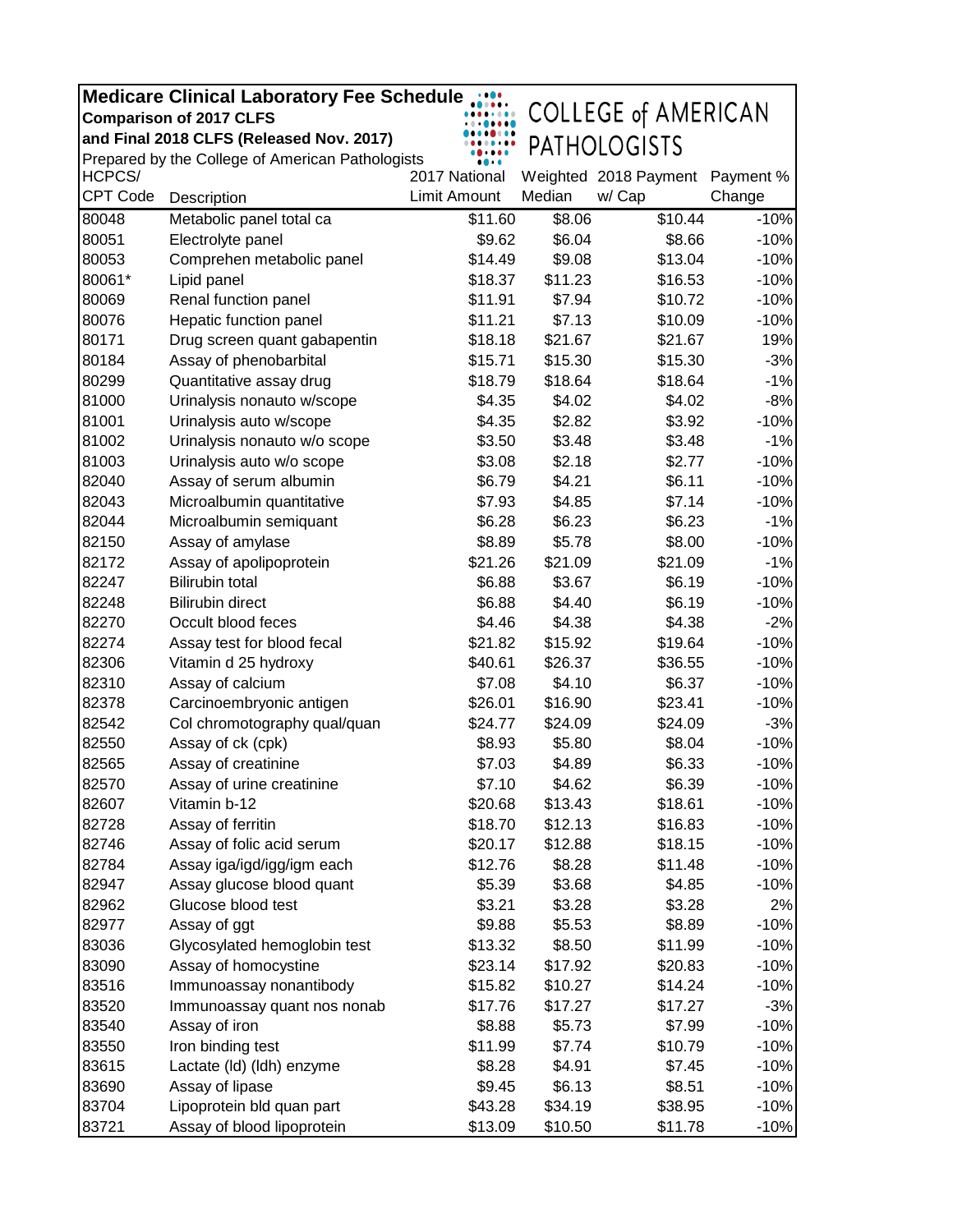**Medicare Clinical Laboratory Fee Schedule**
**Comparison of 2017 CLFS**
**and Final 2018 CLFS (Released Nov. 2017)**
Prepared by the College of American Pathologists

COLLEGE of AMERICAN PATHOLOGISTS

| HCPCS/ CPT Code | Description | 2017 National Limit Amount | Weighted Median | 2018 Payment w/ Cap | Payment % Change |
|---|---|---|---|---|---|
| 80048 | Metabolic panel total ca | $11.60 | $8.06 | $10.44 | -10% |
| 80051 | Electrolyte panel | $9.62 | $6.04 | $8.66 | -10% |
| 80053 | Comprehen metabolic panel | $14.49 | $9.08 | $13.04 | -10% |
| 80061* | Lipid panel | $18.37 | $11.23 | $16.53 | -10% |
| 80069 | Renal function panel | $11.91 | $7.94 | $10.72 | -10% |
| 80076 | Hepatic function panel | $11.21 | $7.13 | $10.09 | -10% |
| 80171 | Drug screen quant gabapentin | $18.18 | $21.67 | $21.67 | 19% |
| 80184 | Assay of phenobarbital | $15.71 | $15.30 | $15.30 | -3% |
| 80299 | Quantitative assay drug | $18.79 | $18.64 | $18.64 | -1% |
| 81000 | Urinalysis nonauto w/scope | $4.35 | $4.02 | $4.02 | -8% |
| 81001 | Urinalysis auto w/scope | $4.35 | $2.82 | $3.92 | -10% |
| 81002 | Urinalysis nonauto w/o scope | $3.50 | $3.48 | $3.48 | -1% |
| 81003 | Urinalysis auto w/o scope | $3.08 | $2.18 | $2.77 | -10% |
| 82040 | Assay of serum albumin | $6.79 | $4.21 | $6.11 | -10% |
| 82043 | Microalbumin quantitative | $7.93 | $4.85 | $7.14 | -10% |
| 82044 | Microalbumin semiquant | $6.28 | $6.23 | $6.23 | -1% |
| 82150 | Assay of amylase | $8.89 | $5.78 | $8.00 | -10% |
| 82172 | Assay of apolipoprotein | $21.26 | $21.09 | $21.09 | -1% |
| 82247 | Bilirubin total | $6.88 | $3.67 | $6.19 | -10% |
| 82248 | Bilirubin direct | $6.88 | $4.40 | $6.19 | -10% |
| 82270 | Occult blood feces | $4.46 | $4.38 | $4.38 | -2% |
| 82274 | Assay test for blood fecal | $21.82 | $15.92 | $19.64 | -10% |
| 82306 | Vitamin d 25 hydroxy | $40.61 | $26.37 | $36.55 | -10% |
| 82310 | Assay of calcium | $7.08 | $4.10 | $6.37 | -10% |
| 82378 | Carcinoembryonic antigen | $26.01 | $16.90 | $23.41 | -10% |
| 82542 | Col chromotography qual/quan | $24.77 | $24.09 | $24.09 | -3% |
| 82550 | Assay of ck (cpk) | $8.93 | $5.80 | $8.04 | -10% |
| 82565 | Assay of creatinine | $7.03 | $4.89 | $6.33 | -10% |
| 82570 | Assay of urine creatinine | $7.10 | $4.62 | $6.39 | -10% |
| 82607 | Vitamin b-12 | $20.68 | $13.43 | $18.61 | -10% |
| 82728 | Assay of ferritin | $18.70 | $12.13 | $16.83 | -10% |
| 82746 | Assay of folic acid serum | $20.17 | $12.88 | $18.15 | -10% |
| 82784 | Assay iga/igd/igg/igm each | $12.76 | $8.28 | $11.48 | -10% |
| 82947 | Assay glucose blood quant | $5.39 | $3.68 | $4.85 | -10% |
| 82962 | Glucose blood test | $3.21 | $3.28 | $3.28 | 2% |
| 82977 | Assay of ggt | $9.88 | $5.53 | $8.89 | -10% |
| 83036 | Glycosylated hemoglobin test | $13.32 | $8.50 | $11.99 | -10% |
| 83090 | Assay of homocystine | $23.14 | $17.92 | $20.83 | -10% |
| 83516 | Immunoassay nonantibody | $15.82 | $10.27 | $14.24 | -10% |
| 83520 | Immunoassay quant nos nonab | $17.76 | $17.27 | $17.27 | -3% |
| 83540 | Assay of iron | $8.88 | $5.73 | $7.99 | -10% |
| 83550 | Iron binding test | $11.99 | $7.74 | $10.79 | -10% |
| 83615 | Lactate (ld) (ldh) enzyme | $8.28 | $4.91 | $7.45 | -10% |
| 83690 | Assay of lipase | $9.45 | $6.13 | $8.51 | -10% |
| 83704 | Lipoprotein bld quan part | $43.28 | $34.19 | $38.95 | -10% |
| 83721 | Assay of blood lipoprotein | $13.09 | $10.50 | $11.78 | -10% |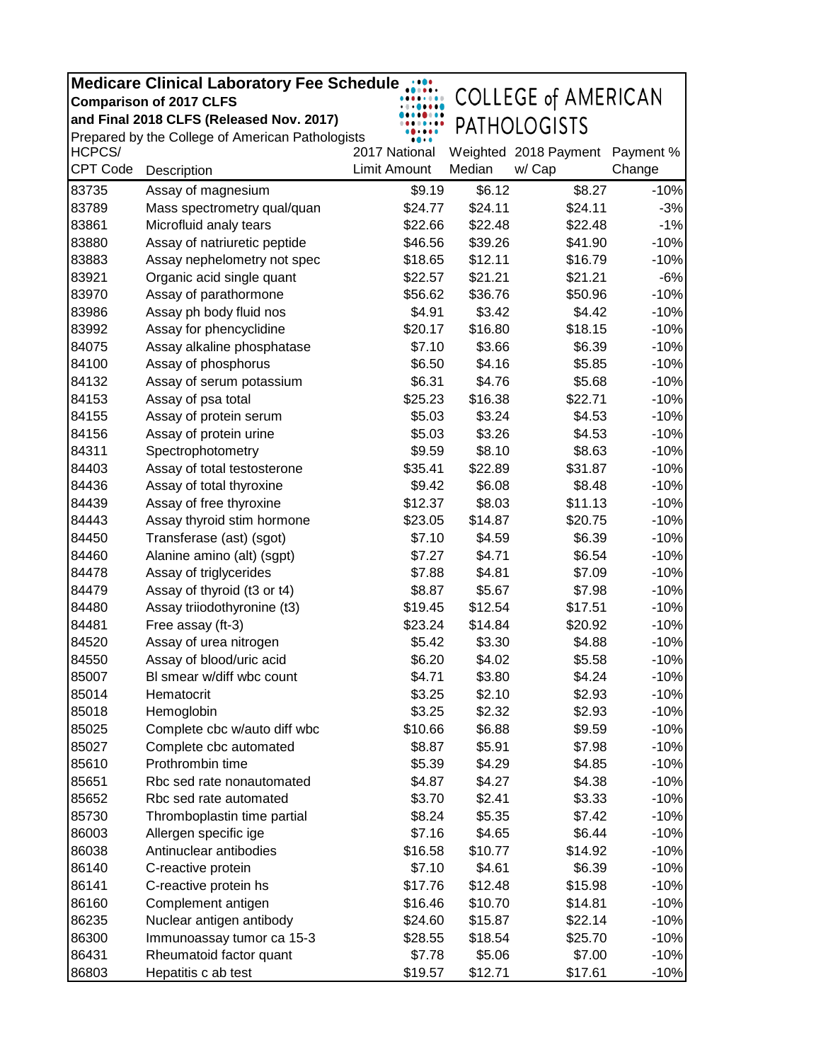**Medicare Clinical Laboratory Fee Schedule**
**Comparison of 2017 CLFS**
**and Final 2018 CLFS (Released Nov. 2017)**
Prepared by the College of American Pathologists

COLLEGE of AMERICAN PATHOLOGISTS

| HCPCS/ CPT Code | Description | 2017 National Limit Amount | Weighted Median | 2018 Payment w/ Cap | Payment % Change |
|---|---|---|---|---|---|
| 83735 | Assay of magnesium | $9.19 | $6.12 | $8.27 | -10% |
| 83789 | Mass spectrometry qual/quan | $24.77 | $24.11 | $24.11 | -3% |
| 83861 | Microfluid analy tears | $22.66 | $22.48 | $22.48 | -1% |
| 83880 | Assay of natriuretic peptide | $46.56 | $39.26 | $41.90 | -10% |
| 83883 | Assay nephelometry not spec | $18.65 | $12.11 | $16.79 | -10% |
| 83921 | Organic acid single quant | $22.57 | $21.21 | $21.21 | -6% |
| 83970 | Assay of parathormone | $56.62 | $36.76 | $50.96 | -10% |
| 83986 | Assay ph body fluid nos | $4.91 | $3.42 | $4.42 | -10% |
| 83992 | Assay for phencyclidine | $20.17 | $16.80 | $18.15 | -10% |
| 84075 | Assay alkaline phosphatase | $7.10 | $3.66 | $6.39 | -10% |
| 84100 | Assay of phosphorus | $6.50 | $4.16 | $5.85 | -10% |
| 84132 | Assay of serum potassium | $6.31 | $4.76 | $5.68 | -10% |
| 84153 | Assay of psa total | $25.23 | $16.38 | $22.71 | -10% |
| 84155 | Assay of protein serum | $5.03 | $3.24 | $4.53 | -10% |
| 84156 | Assay of protein urine | $5.03 | $3.26 | $4.53 | -10% |
| 84311 | Spectrophotometry | $9.59 | $8.10 | $8.63 | -10% |
| 84403 | Assay of total testosterone | $35.41 | $22.89 | $31.87 | -10% |
| 84436 | Assay of total thyroxine | $9.42 | $6.08 | $8.48 | -10% |
| 84439 | Assay of free thyroxine | $12.37 | $8.03 | $11.13 | -10% |
| 84443 | Assay thyroid stim hormone | $23.05 | $14.87 | $20.75 | -10% |
| 84450 | Transferase (ast) (sgot) | $7.10 | $4.59 | $6.39 | -10% |
| 84460 | Alanine amino (alt) (sgpt) | $7.27 | $4.71 | $6.54 | -10% |
| 84478 | Assay of triglycerides | $7.88 | $4.81 | $7.09 | -10% |
| 84479 | Assay of thyroid (t3 or t4) | $8.87 | $5.67 | $7.98 | -10% |
| 84480 | Assay triiodothyronine (t3) | $19.45 | $12.54 | $17.51 | -10% |
| 84481 | Free assay (ft-3) | $23.24 | $14.84 | $20.92 | -10% |
| 84520 | Assay of urea nitrogen | $5.42 | $3.30 | $4.88 | -10% |
| 84550 | Assay of blood/uric acid | $6.20 | $4.02 | $5.58 | -10% |
| 85007 | Bl smear w/diff wbc count | $4.71 | $3.80 | $4.24 | -10% |
| 85014 | Hematocrit | $3.25 | $2.10 | $2.93 | -10% |
| 85018 | Hemoglobin | $3.25 | $2.32 | $2.93 | -10% |
| 85025 | Complete cbc w/auto diff wbc | $10.66 | $6.88 | $9.59 | -10% |
| 85027 | Complete cbc automated | $8.87 | $5.91 | $7.98 | -10% |
| 85610 | Prothrombin time | $5.39 | $4.29 | $4.85 | -10% |
| 85651 | Rbc sed rate nonautomated | $4.87 | $4.27 | $4.38 | -10% |
| 85652 | Rbc sed rate automated | $3.70 | $2.41 | $3.33 | -10% |
| 85730 | Thromboplastin time partial | $8.24 | $5.35 | $7.42 | -10% |
| 86003 | Allergen specific ige | $7.16 | $4.65 | $6.44 | -10% |
| 86038 | Antinuclear antibodies | $16.58 | $10.77 | $14.92 | -10% |
| 86140 | C-reactive protein | $7.10 | $4.61 | $6.39 | -10% |
| 86141 | C-reactive protein hs | $17.76 | $12.48 | $15.98 | -10% |
| 86160 | Complement antigen | $16.46 | $10.70 | $14.81 | -10% |
| 86235 | Nuclear antigen antibody | $24.60 | $15.87 | $22.14 | -10% |
| 86300 | Immunoassay tumor ca 15-3 | $28.55 | $18.54 | $25.70 | -10% |
| 86431 | Rheumatoid factor quant | $7.78 | $5.06 | $7.00 | -10% |
| 86803 | Hepatitis c ab test | $19.57 | $12.71 | $17.61 | -10% |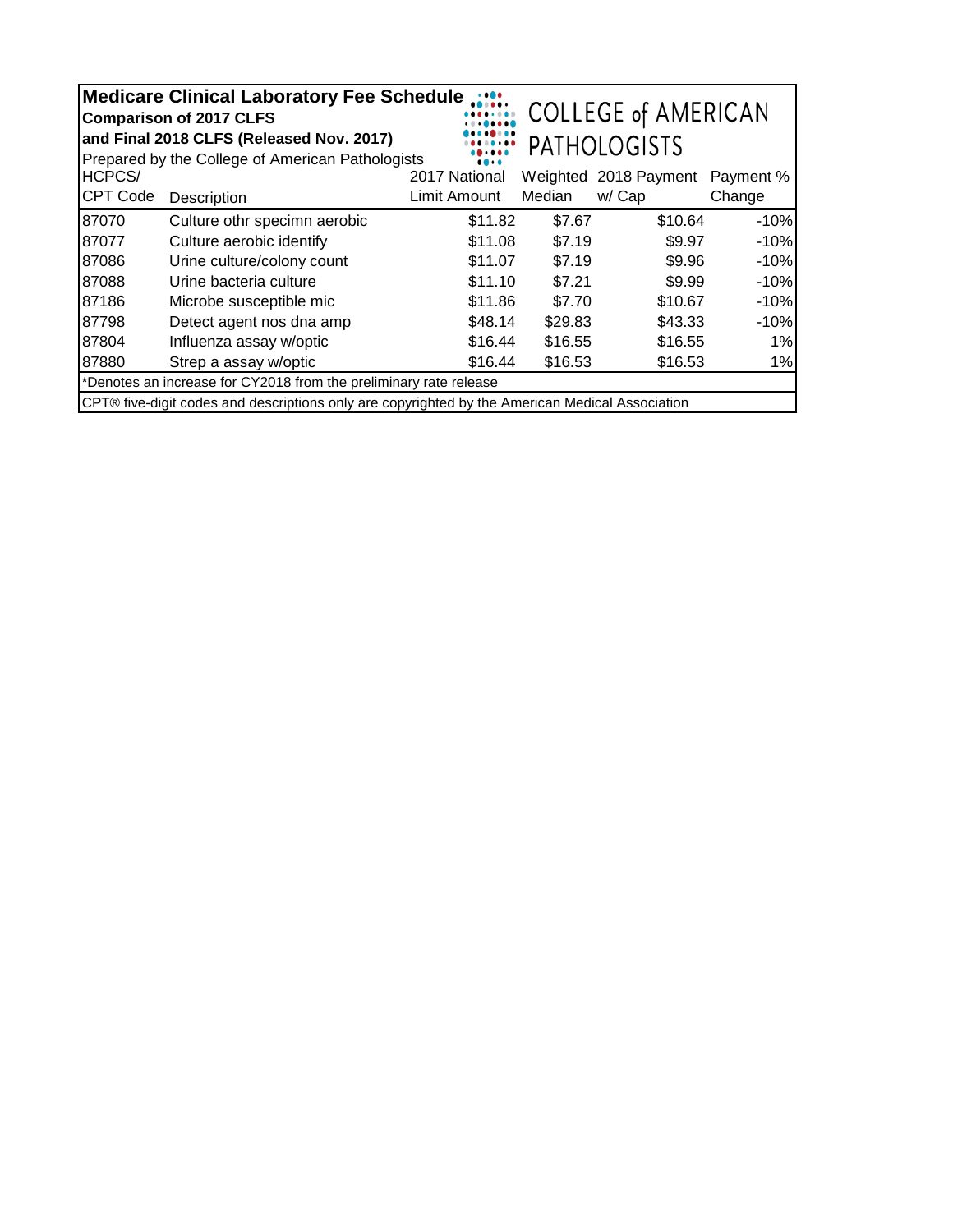**Medicare Clinical Laboratory Fee Schedule**
**Comparison of 2017 CLFS**
**and Final 2018 CLFS (Released Nov. 2017)**
Prepared by the College of American Pathologists

COLLEGE of AMERICAN PATHOLOGISTS

| HCPCS/ CPT Code | Description | 2017 National Limit Amount | Weighted Median | 2018 Payment w/ Cap | Payment % Change |
|---|---|---|---|---|---|
| 87070 | Culture othr specimn aerobic | $11.82 | $7.67 | $10.64 | -10% |
| 87077 | Culture aerobic identify | $11.08 | $7.19 | $9.97 | -10% |
| 87086 | Urine culture/colony count | $11.07 | $7.19 | $9.96 | -10% |
| 87088 | Urine bacteria culture | $11.10 | $7.21 | $9.99 | -10% |
| 87186 | Microbe susceptible mic | $11.86 | $7.70 | $10.67 | -10% |
| 87798 | Detect agent nos dna amp | $48.14 | $29.83 | $43.33 | -10% |
| 87804 | Influenza assay w/optic | $16.44 | $16.55 | $16.55 | 1% |
| 87880 | Strep a assay w/optic | $16.44 | $16.53 | $16.53 | 1% |

*Denotes an increase for CY2018 from the preliminary rate release

CPT® five-digit codes and descriptions only are copyrighted by the American Medical Association